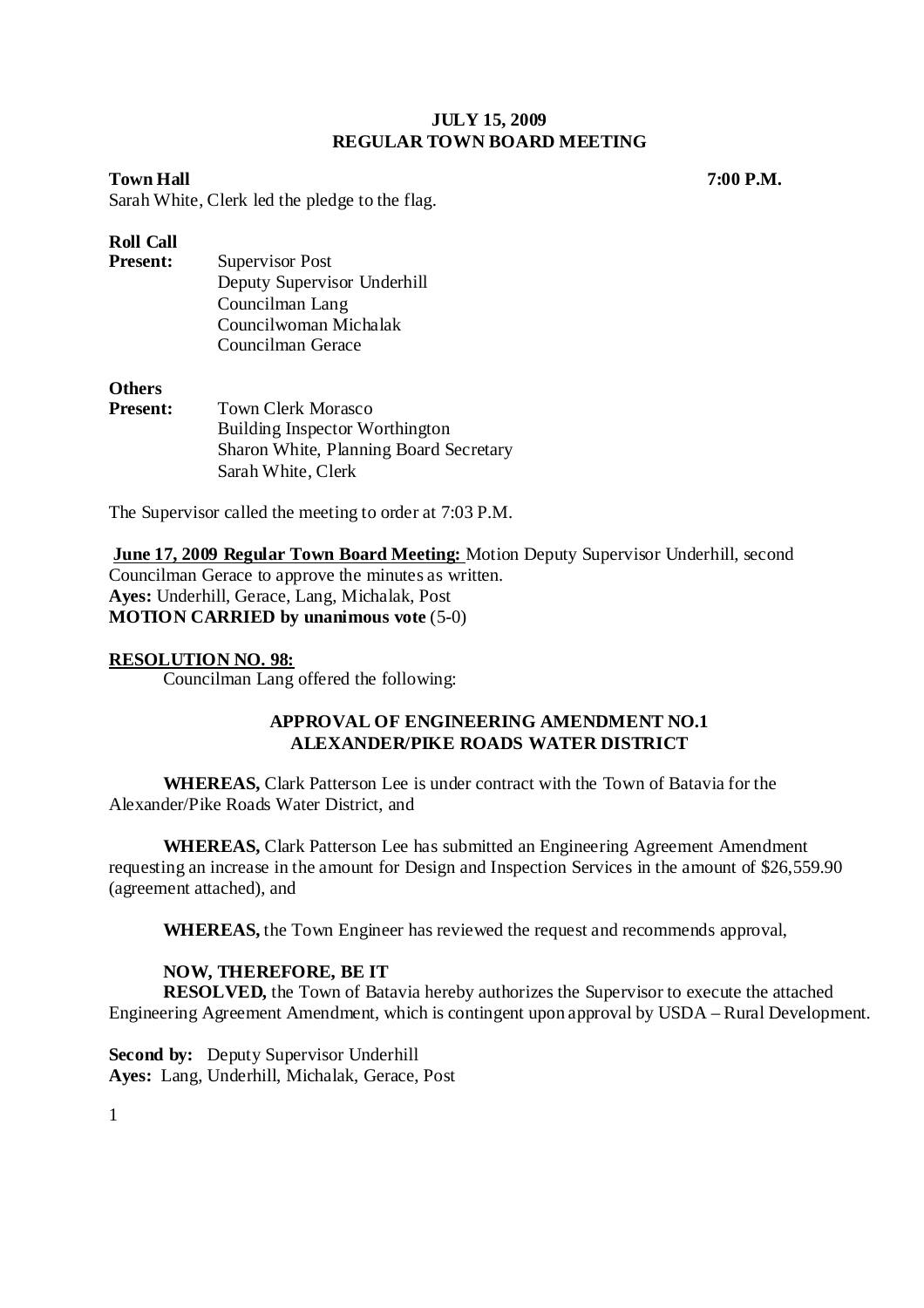**JULY 15, 2009**
**REGULAR TOWN BOARD MEETING**

**Town Hall** **7:00 P.M.**

Sarah White, Clerk led the pledge to the flag.

**Roll Call**

**Present:** Supervisor Post
Deputy Supervisor Underhill
Councilman Lang
Councilwoman Michalak
Councilman Gerace

**Others**

**Present:** Town Clerk Morasco
Building Inspector Worthington
Sharon White, Planning Board Secretary
Sarah White, Clerk

The Supervisor called the meeting to order at 7:03 P.M.

**June 17, 2009 Regular Town Board Meeting:** Motion Deputy Supervisor Underhill, second Councilman Gerace to approve the minutes as written.
**Ayes:** Underhill, Gerace, Lang, Michalak, Post
**MOTION CARRIED by unanimous vote** (5-0)

**RESOLUTION NO. 98:**

Councilman Lang offered the following:

**APPROVAL OF ENGINEERING AMENDMENT NO.1**
**ALEXANDER/PIKE ROADS WATER DISTRICT**

**WHEREAS,** Clark Patterson Lee is under contract with the Town of Batavia for the Alexander/Pike Roads Water District, and

**WHEREAS,** Clark Patterson Lee has submitted an Engineering Agreement Amendment requesting an increase in the amount for Design and Inspection Services in the amount of $26,559.90 (agreement attached), and

**WHEREAS,** the Town Engineer has reviewed the request and recommends approval,

**NOW, THEREFORE, BE IT**

**RESOLVED,** the Town of Batavia hereby authorizes the Supervisor to execute the attached Engineering Agreement Amendment, which is contingent upon approval by USDA – Rural Development.

**Second by:** Deputy Supervisor Underhill
**Ayes:** Lang, Underhill, Michalak, Gerace, Post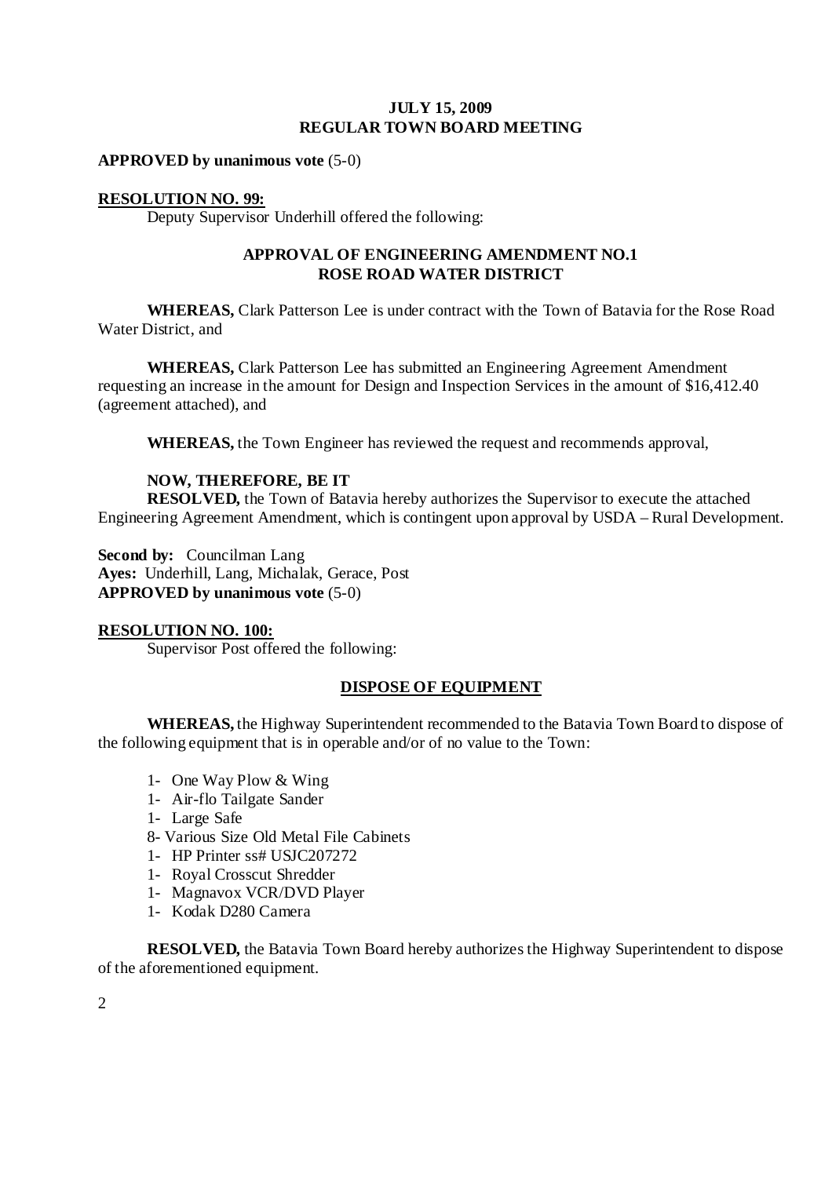**JULY 15, 2009**
**REGULAR TOWN BOARD MEETING**

**APPROVED by unanimous vote** (5-0)

**RESOLUTION NO. 99:**

Deputy Supervisor Underhill offered the following:

**APPROVAL OF ENGINEERING AMENDMENT NO.1**
**ROSE ROAD WATER DISTRICT**

**WHEREAS,** Clark Patterson Lee is under contract with the Town of Batavia for the Rose Road Water District, and

**WHEREAS,** Clark Patterson Lee has submitted an Engineering Agreement Amendment requesting an increase in the amount for Design and Inspection Services in the amount of $16,412.40 (agreement attached), and

**WHEREAS,** the Town Engineer has reviewed the request and recommends approval,

**NOW, THEREFORE, BE IT**
**RESOLVED,** the Town of Batavia hereby authorizes the Supervisor to execute the attached Engineering Agreement Amendment, which is contingent upon approval by USDA – Rural Development.

**Second by:** Councilman Lang
**Ayes:** Underhill, Lang, Michalak, Gerace, Post
**APPROVED by unanimous vote** (5-0)

**RESOLUTION NO. 100:**

Supervisor Post offered the following:

**DISPOSE OF EQUIPMENT**

**WHEREAS,** the Highway Superintendent recommended to the Batavia Town Board to dispose of the following equipment that is in operable and/or of no value to the Town:

- 1- One Way Plow & Wing
- 1- Air-flo Tailgate Sander
- 1- Large Safe
- 8- Various Size Old Metal File Cabinets
- 1- HP Printer ss# USJC207272
- 1- Royal Crosscut Shredder
- 1- Magnavox VCR/DVD Player
- 1- Kodak D280 Camera

**RESOLVED,** the Batavia Town Board hereby authorizes the Highway Superintendent to dispose of the aforementioned equipment.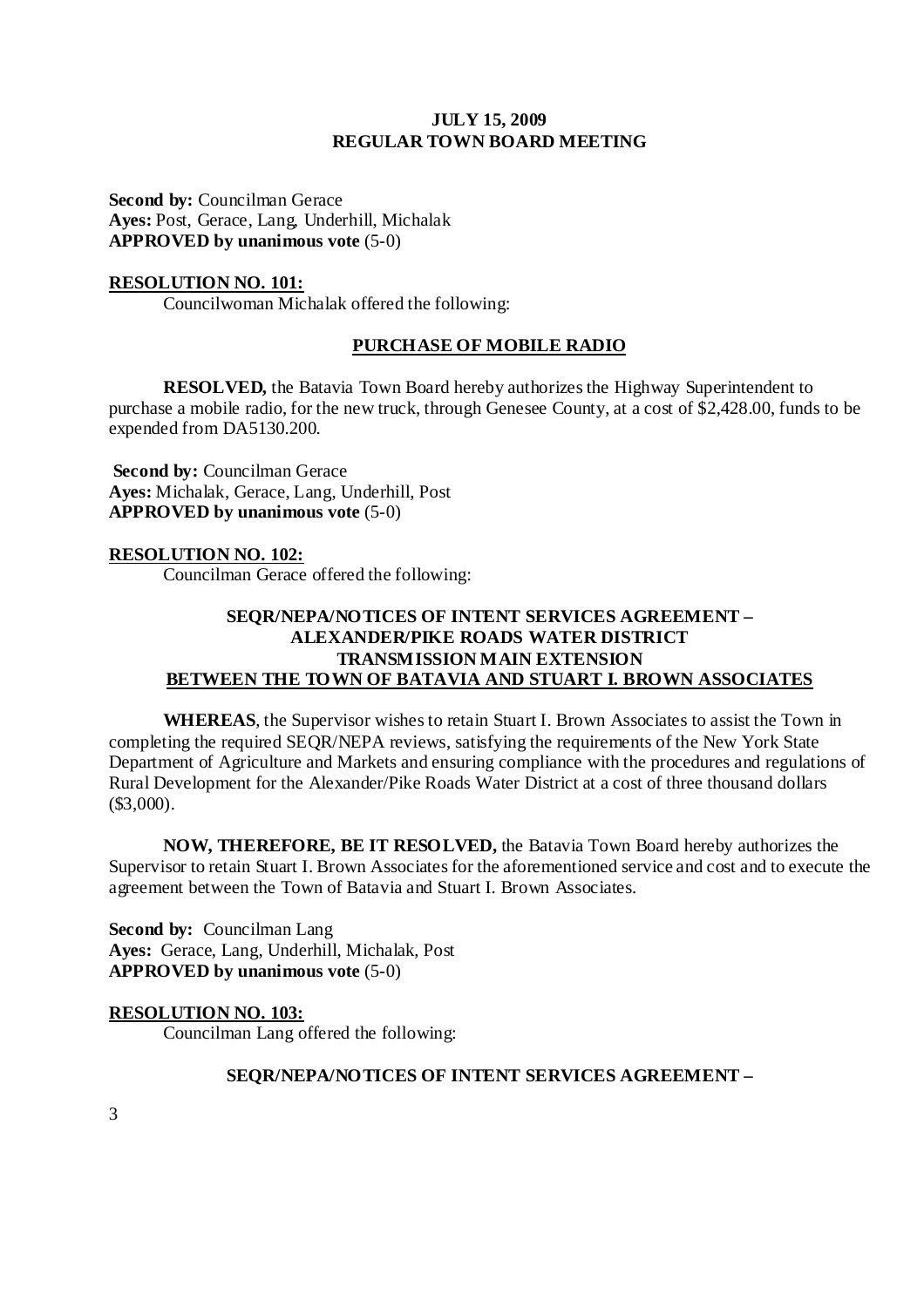**Second by:** Councilman Gerace
**Ayes:** Post, Gerace, Lang, Underhill, Michalak
**APPROVED by unanimous vote** (5-0)

**RESOLUTION NO. 101:**

Councilwoman Michalak offered the following:

**PURCHASE OF MOBILE RADIO**

**RESOLVED,** the Batavia Town Board hereby authorizes the Highway Superintendent to purchase a mobile radio, for the new truck, through Genesee County, at a cost of $2,428.00, funds to be expended from DA5130.200.

**Second by:** Councilman Gerace
**Ayes:** Michalak, Gerace, Lang, Underhill, Post
**APPROVED by unanimous vote** (5-0)

**RESOLUTION NO. 102:**

Councilman Gerace offered the following:

**SEQR/NEPA/NOTICES OF INTENT SERVICES AGREEMENT – ALEXANDER/PIKE ROADS WATER DISTRICT TRANSMISSION MAIN EXTENSION BETWEEN THE TOWN OF BATAVIA AND STUART I. BROWN ASSOCIATES**

**WHEREAS**, the Supervisor wishes to retain Stuart I. Brown Associates to assist the Town in completing the required SEQR/NEPA reviews, satisfying the requirements of the New York State Department of Agriculture and Markets and ensuring compliance with the procedures and regulations of Rural Development for the Alexander/Pike Roads Water District at a cost of three thousand dollars ($3,000).

**NOW, THEREFORE, BE IT RESOLVED,** the Batavia Town Board hereby authorizes the Supervisor to retain Stuart I. Brown Associates for the aforementioned service and cost and to execute the agreement between the Town of Batavia and Stuart I. Brown Associates.

**Second by:** Councilman Lang
**Ayes:** Gerace, Lang, Underhill, Michalak, Post
**APPROVED by unanimous vote** (5-0)

**RESOLUTION NO. 103:**

Councilman Lang offered the following:

**SEQR/NEPA/NOTICES OF INTENT SERVICES AGREEMENT –**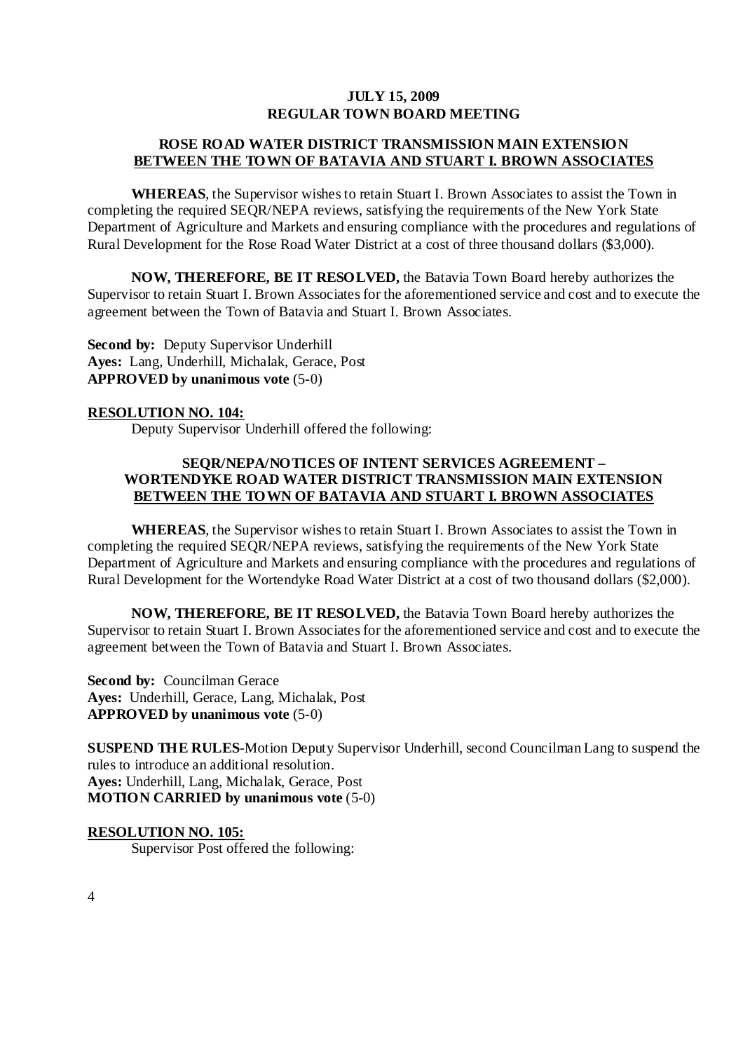**JULY 15, 2009**
**REGULAR TOWN BOARD MEETING**

**ROSE ROAD WATER DISTRICT TRANSMISSION MAIN EXTENSION**
**BETWEEN THE TOWN OF BATAVIA AND STUART I. BROWN ASSOCIATES**

**WHEREAS**, the Supervisor wishes to retain Stuart I. Brown Associates to assist the Town in completing the required SEQR/NEPA reviews, satisfying the requirements of the New York State Department of Agriculture and Markets and ensuring compliance with the procedures and regulations of Rural Development for the Rose Road Water District at a cost of three thousand dollars ($3,000).

**NOW, THEREFORE, BE IT RESOLVED,** the Batavia Town Board hereby authorizes the Supervisor to retain Stuart I. Brown Associates for the aforementioned service and cost and to execute the agreement between the Town of Batavia and Stuart I. Brown Associates.

**Second by:** Deputy Supervisor Underhill
**Ayes:** Lang, Underhill, Michalak, Gerace, Post
**APPROVED by unanimous vote** (5-0)

**RESOLUTION NO. 104:**

Deputy Supervisor Underhill offered the following:

**SEQR/NEPA/NOTICES OF INTENT SERVICES AGREEMENT –**
**WORTENDYKE ROAD WATER DISTRICT TRANSMISSION MAIN EXTENSION**
**BETWEEN THE TOWN OF BATAVIA AND STUART I. BROWN ASSOCIATES**

**WHEREAS**, the Supervisor wishes to retain Stuart I. Brown Associates to assist the Town in completing the required SEQR/NEPA reviews, satisfying the requirements of the New York State Department of Agriculture and Markets and ensuring compliance with the procedures and regulations of Rural Development for the Wortendyke Road Water District at a cost of two thousand dollars ($2,000).

**NOW, THEREFORE, BE IT RESOLVED,** the Batavia Town Board hereby authorizes the Supervisor to retain Stuart I. Brown Associates for the aforementioned service and cost and to execute the agreement between the Town of Batavia and Stuart I. Brown Associates.

**Second by:** Councilman Gerace
**Ayes:** Underhill, Gerace, Lang, Michalak, Post
**APPROVED by unanimous vote** (5-0)

**SUSPEND THE RULES**-Motion Deputy Supervisor Underhill, second Councilman Lang to suspend the rules to introduce an additional resolution.
**Ayes:** Underhill, Lang, Michalak, Gerace, Post
**MOTION CARRIED by unanimous vote** (5-0)

**RESOLUTION NO. 105:**

Supervisor Post offered the following: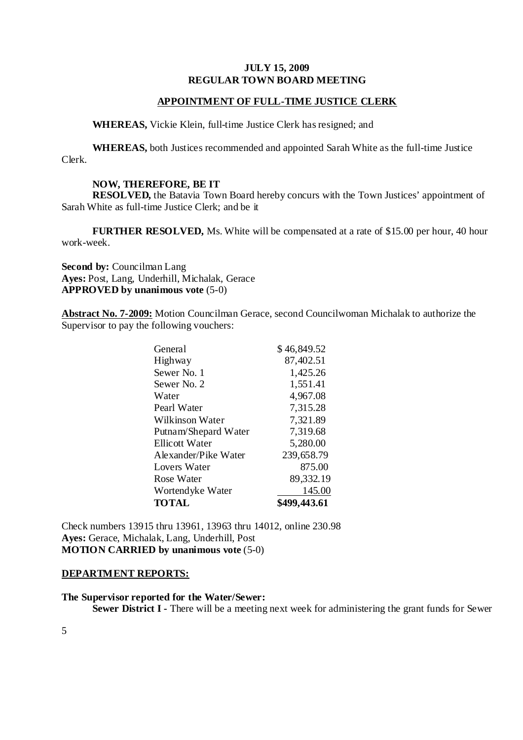**JULY 15, 2009**
**REGULAR TOWN BOARD MEETING**

**APPOINTMENT OF FULL-TIME JUSTICE CLERK**

**WHEREAS,** Vickie Klein, full-time Justice Clerk has resigned; and

**WHEREAS,** both Justices recommended and appointed Sarah White as the full-time Justice Clerk.

**NOW, THEREFORE, BE IT**
**RESOLVED,** the Batavia Town Board hereby concurs with the Town Justices' appointment of Sarah White as full-time Justice Clerk; and be it

**FURTHER RESOLVED,** Ms. White will be compensated at a rate of $15.00 per hour, 40 hour work-week.

**Second by:** Councilman Lang
**Ayes:** Post, Lang, Underhill, Michalak, Gerace
**APPROVED by unanimous vote** (5-0)

**Abstract No. 7-2009:** Motion Councilman Gerace, second Councilwoman Michalak to authorize the Supervisor to pay the following vouchers:

| | |
|---|---:|
| General | $ 46,849.52 |
| Highway | 87,402.51 |
| Sewer No. 1 | 1,425.26 |
| Sewer No. 2 | 1,551.41 |
| Water | 4,967.08 |
| Pearl Water | 7,315.28 |
| Wilkinson Water | 7,321.89 |
| Putnam/Shepard Water | 7,319.68 |
| Ellicott Water | 5,280.00 |
| Alexander/Pike Water | 239,658.79 |
| Lovers Water | 875.00 |
| Rose Water | 89,332.19 |
| Wortendyke Water | 145.00 |
| **TOTAL** | **$499,443.61** |

Check numbers 13915 thru 13961, 13963 thru 14012, online 230.98
**Ayes:** Gerace, Michalak, Lang, Underhill, Post
**MOTION CARRIED by unanimous vote** (5-0)

**DEPARTMENT REPORTS:**

**The Supervisor reported for the Water/Sewer:**

**Sewer District I -** There will be a meeting next week for administering the grant funds for Sewer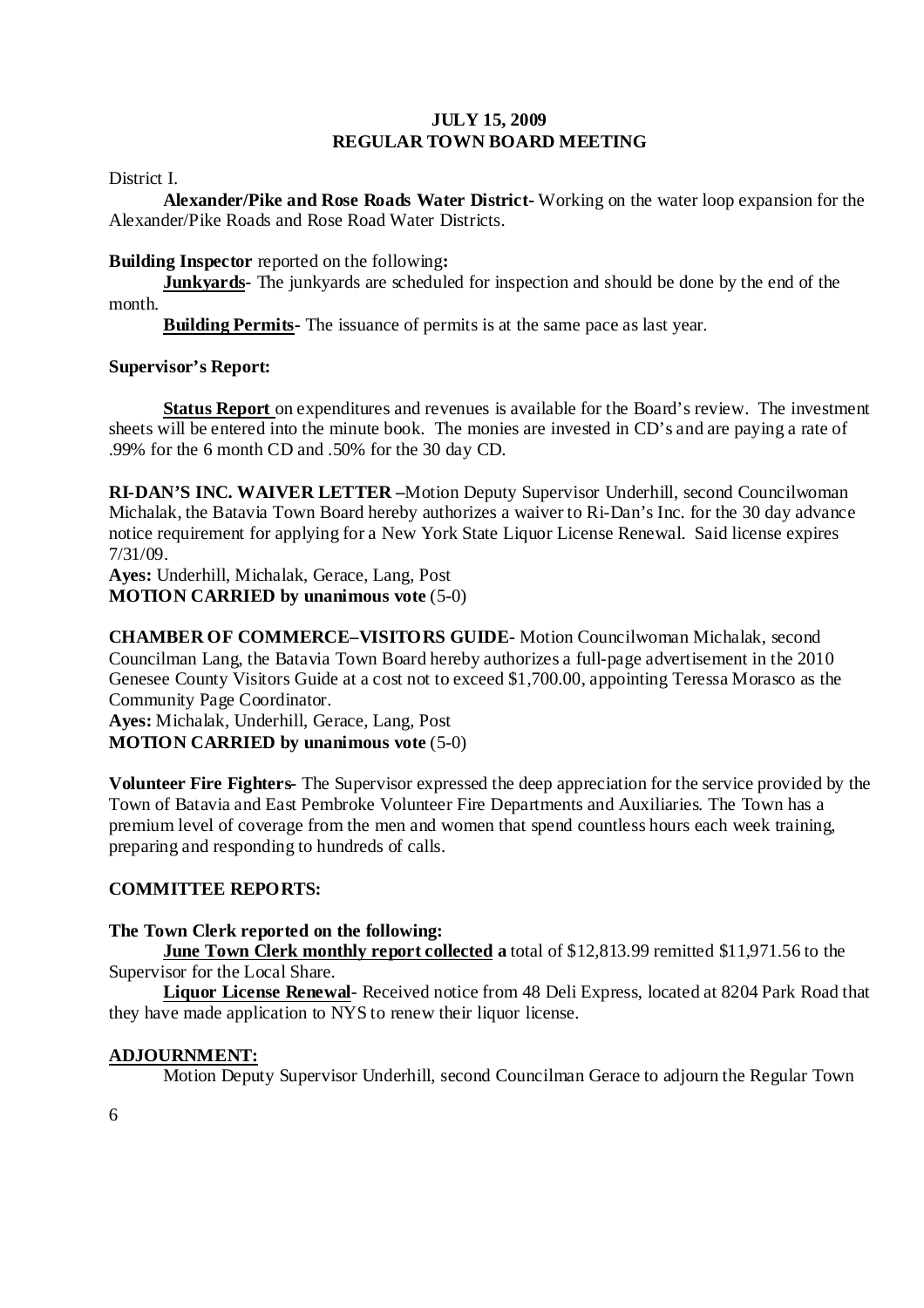**JULY 15, 2009**
**REGULAR TOWN BOARD MEETING**

District I.

**Alexander/Pike and Rose Roads Water District-** Working on the water loop expansion for the Alexander/Pike Roads and Rose Road Water Districts.

**Building Inspector** reported on the following**:**

**Junkyards-** The junkyards are scheduled for inspection and should be done by the end of the month.

**Building Permits-** The issuance of permits is at the same pace as last year.

**Supervisor's Report:**

**Status Report** on expenditures and revenues is available for the Board's review. The investment sheets will be entered into the minute book. The monies are invested in CD's and are paying a rate of .99% for the 6 month CD and .50% for the 30 day CD.

**RI-DAN'S INC. WAIVER LETTER –**Motion Deputy Supervisor Underhill, second Councilwoman Michalak, the Batavia Town Board hereby authorizes a waiver to Ri-Dan's Inc. for the 30 day advance notice requirement for applying for a New York State Liquor License Renewal. Said license expires 7/31/09.

**Ayes:** Underhill, Michalak, Gerace, Lang, Post
**MOTION CARRIED by unanimous vote** (5-0)

**CHAMBER OF COMMERCE–VISITORS GUIDE-** Motion Councilwoman Michalak, second Councilman Lang, the Batavia Town Board hereby authorizes a full-page advertisement in the 2010 Genesee County Visitors Guide at a cost not to exceed $1,700.00, appointing Teressa Morasco as the Community Page Coordinator.

**Ayes:** Michalak, Underhill, Gerace, Lang, Post
**MOTION CARRIED by unanimous vote** (5-0)

**Volunteer Fire Fighters-** The Supervisor expressed the deep appreciation for the service provided by the Town of Batavia and East Pembroke Volunteer Fire Departments and Auxiliaries. The Town has a premium level of coverage from the men and women that spend countless hours each week training, preparing and responding to hundreds of calls.

**COMMITTEE REPORTS:**

**The Town Clerk reported on the following:**

**June Town Clerk monthly report collected a** total of $12,813.99 remitted $11,971.56 to the Supervisor for the Local Share.

**Liquor License Renewal**- Received notice from 48 Deli Express, located at 8204 Park Road that they have made application to NYS to renew their liquor license.

**ADJOURNMENT:**

Motion Deputy Supervisor Underhill, second Councilman Gerace to adjourn the Regular Town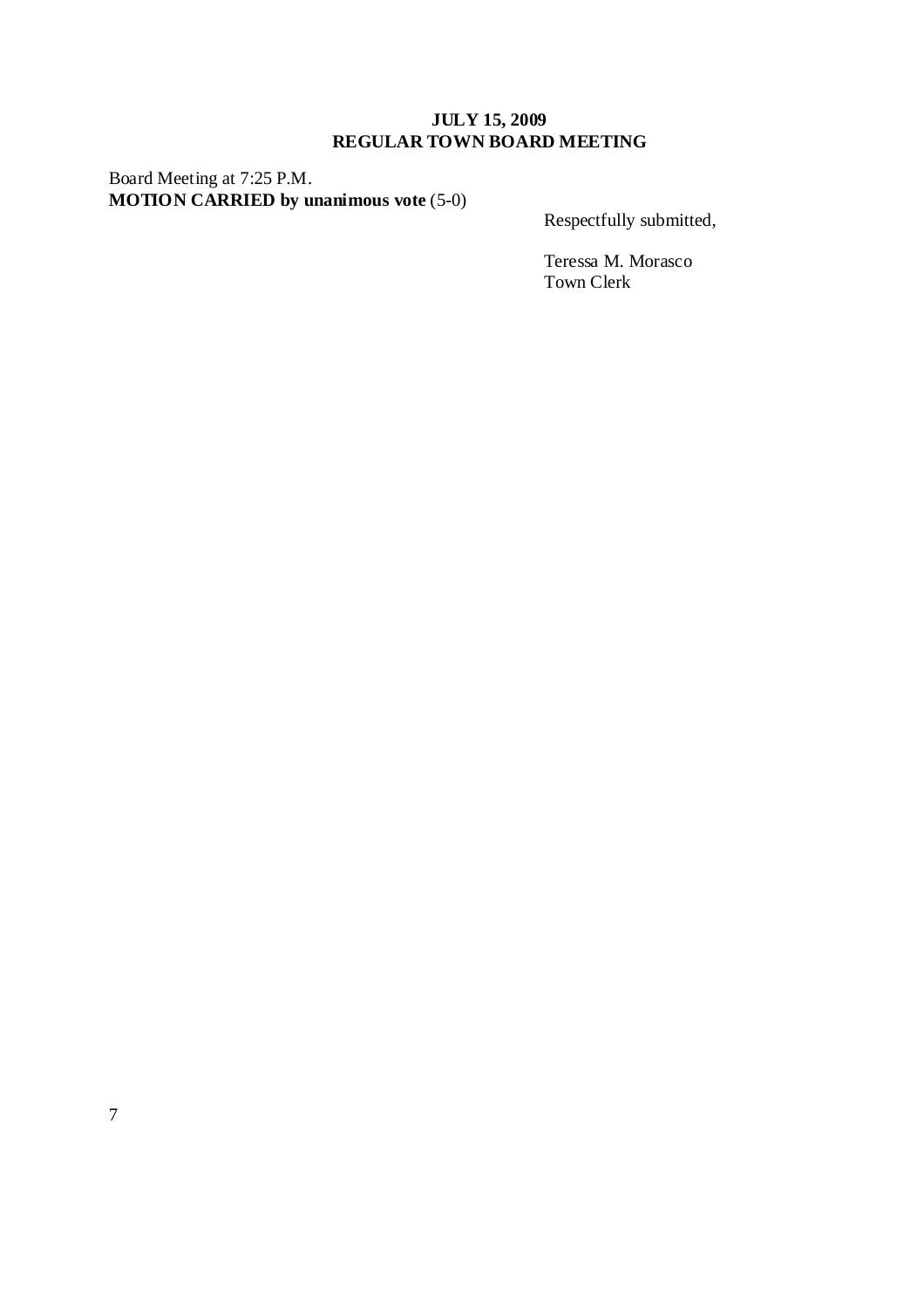**JULY 15, 2009**
**REGULAR TOWN BOARD MEETING**

Board Meeting at 7:25 P.M.
**MOTION CARRIED by unanimous vote** (5-0)

Respectfully submitted,

Teressa M. Morasco
Town Clerk